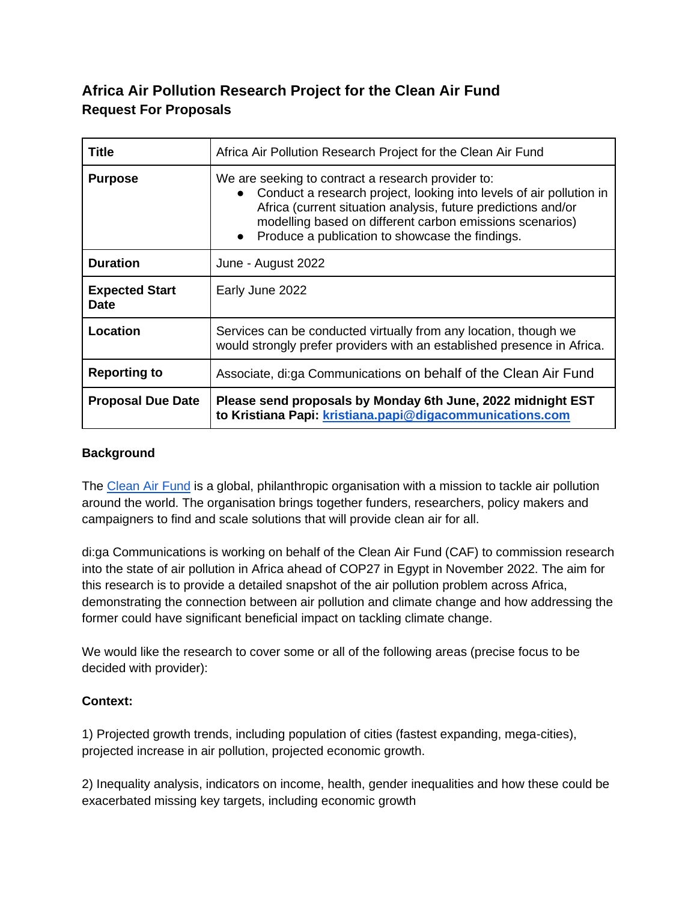# Africa Air Pollution Research Project for the Clean Air Fund
## Request For Proposals

| | |
|---|---|
| **Title** | Africa Air Pollution Research Project for the Clean Air Fund |
| **Purpose** | We are seeking to contract a research provider to: <br>• Conduct a research project, looking into levels of air pollution in Africa (current situation analysis, future predictions and/or modelling based on different carbon emissions scenarios) <br>• Produce a publication to showcase the findings. |
| **Duration** | June - August 2022 |
| **Expected Start Date** | Early June 2022 |
| **Location** | Services can be conducted virtually from any location, though we would strongly prefer providers with an established presence in Africa. |
| **Reporting to** | Associate, di:ga Communications on behalf of the Clean Air Fund |
| **Proposal Due Date** | **Please send proposals by Monday 6th June, 2022 midnight EST to Kristiana Papi: [kristiana.papi@digacommunications.com](mailto:kristiana.papi@digacommunications.com)** |

**Background**

The [Clean Air Fund](#) is a global, philanthropic organisation with a mission to tackle air pollution around the world. The organisation brings together funders, researchers, policy makers and campaigners to find and scale solutions that will provide clean air for all.

di:ga Communications is working on behalf of the Clean Air Fund (CAF) to commission research into the state of air pollution in Africa ahead of COP27 in Egypt in November 2022. The aim for this research is to provide a detailed snapshot of the air pollution problem across Africa, demonstrating the connection between air pollution and climate change and how addressing the former could have significant beneficial impact on tackling climate change.

We would like the research to cover some or all of the following areas (precise focus to be decided with provider):

**Context:**

1) Projected growth trends, including population of cities (fastest expanding, mega-cities), projected increase in air pollution, projected economic growth.

2) Inequality analysis, indicators on income, health, gender inequalities and how these could be exacerbated missing key targets, including economic growth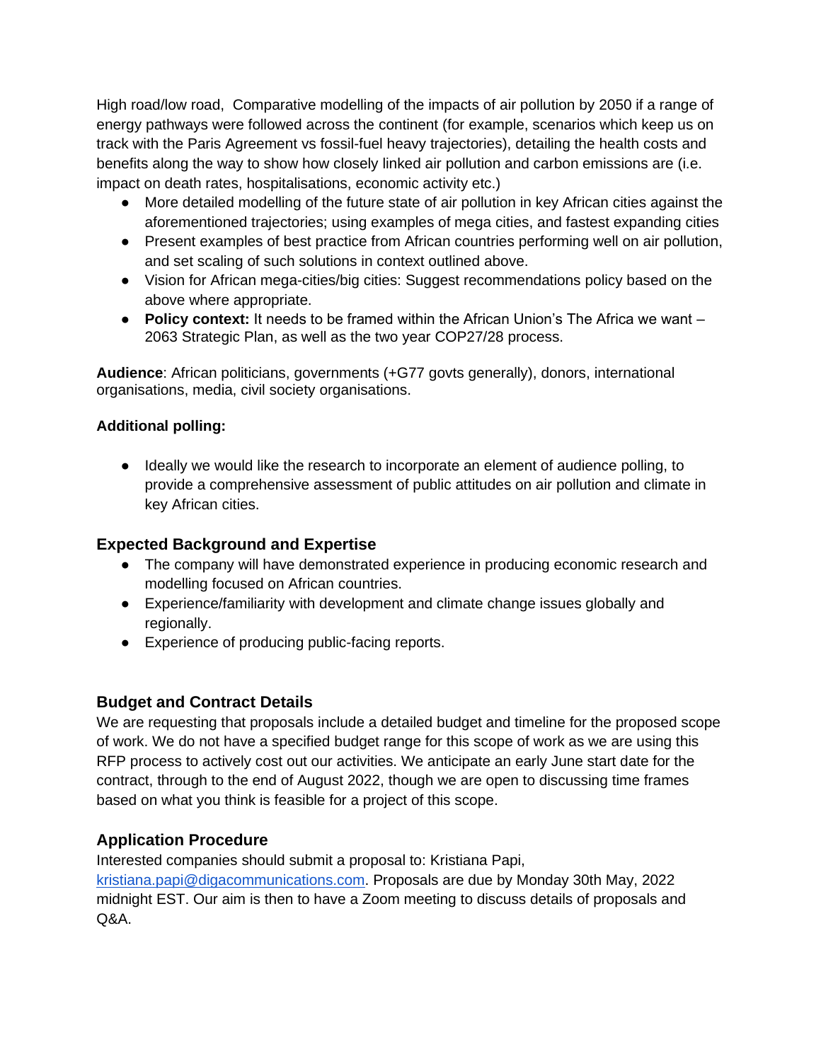High road/low road,  Comparative modelling of the impacts of air pollution by 2050 if a range of energy pathways were followed across the continent (for example, scenarios which keep us on track with the Paris Agreement vs fossil-fuel heavy trajectories), detailing the health costs and benefits along the way to show how closely linked air pollution and carbon emissions are (i.e. impact on death rates, hospitalisations, economic activity etc.)

- More detailed modelling of the future state of air pollution in key African cities against the aforementioned trajectories; using examples of mega cities, and fastest expanding cities
- Present examples of best practice from African countries performing well on air pollution, and set scaling of such solutions in context outlined above.
- Vision for African mega-cities/big cities: Suggest recommendations policy based on the above where appropriate.
- **Policy context:** It needs to be framed within the African Union's The Africa we want – 2063 Strategic Plan, as well as the two year COP27/28 process.

**Audience**: African politicians, governments (+G77 govts generally), donors, international organisations, media, civil society organisations.

**Additional polling:**

- Ideally we would like the research to incorporate an element of audience polling, to provide a comprehensive assessment of public attitudes on air pollution and climate in key African cities.

## Expected Background and Expertise

- The company will have demonstrated experience in producing economic research and modelling focused on African countries.
- Experience/familiarity with development and climate change issues globally and regionally.
- Experience of producing public-facing reports.

## Budget and Contract Details

We are requesting that proposals include a detailed budget and timeline for the proposed scope of work. We do not have a specified budget range for this scope of work as we are using this RFP process to actively cost out our activities. We anticipate an early June start date for the contract, through to the end of August 2022, though we are open to discussing time frames based on what you think is feasible for a project of this scope.

## Application Procedure

Interested companies should submit a proposal to: Kristiana Papi, [kristiana.papi@digacommunications.com](mailto:kristiana.papi@digacommunications.com). Proposals are due by Monday 30th May, 2022 midnight EST. Our aim is then to have a Zoom meeting to discuss details of proposals and Q&A.